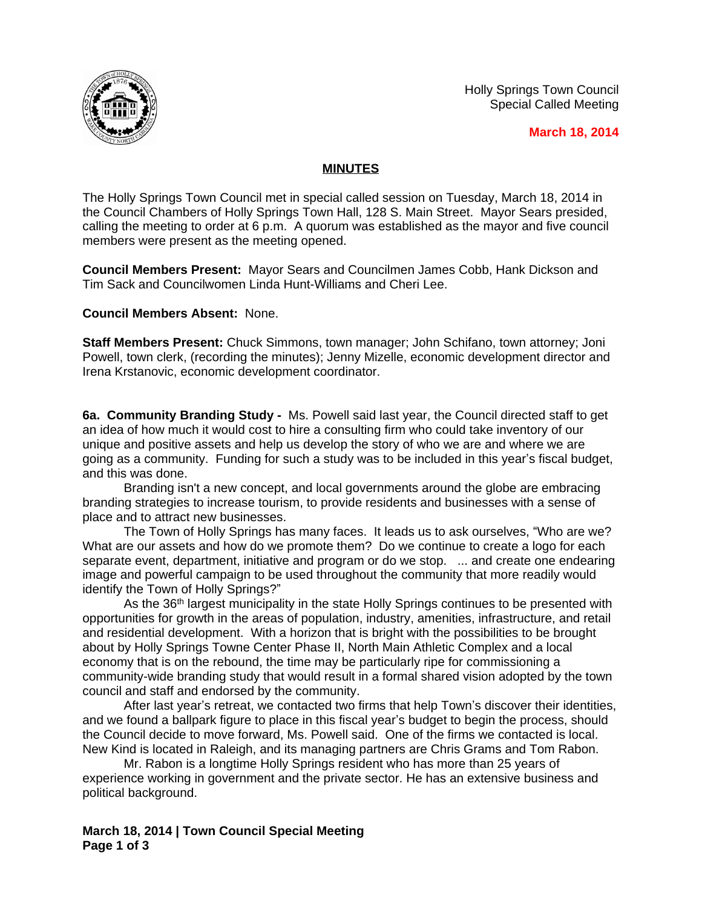Holly Springs Town Council
Special Called Meeting

**March 18, 2014**

## MINUTES

The Holly Springs Town Council met in special called session on Tuesday, March 18, 2014 in the Council Chambers of Holly Springs Town Hall, 128 S. Main Street. Mayor Sears presided, calling the meeting to order at 6 p.m. A quorum was established as the mayor and five council members were present as the meeting opened.

**Council Members Present:** Mayor Sears and Councilmen James Cobb, Hank Dickson and Tim Sack and Councilwomen Linda Hunt-Williams and Cheri Lee.

**Council Members Absent:** None.

**Staff Members Present:** Chuck Simmons, town manager; John Schifano, town attorney; Joni Powell, town clerk, (recording the minutes); Jenny Mizelle, economic development director and Irena Krstanovic, economic development coordinator.

**6a. Community Branding Study -** Ms. Powell said last year, the Council directed staff to get an idea of how much it would cost to hire a consulting firm who could take inventory of our unique and positive assets and help us develop the story of who we are and where we are going as a community. Funding for such a study was to be included in this year's fiscal budget, and this was done.

Branding isn't a new concept, and local governments around the globe are embracing branding strategies to increase tourism, to provide residents and businesses with a sense of place and to attract new businesses.

The Town of Holly Springs has many faces. It leads us to ask ourselves, "Who are we? What are our assets and how do we promote them? Do we continue to create a logo for each separate event, department, initiative and program or do we stop. ... and create one endearing image and powerful campaign to be used throughout the community that more readily would identify the Town of Holly Springs?"

As the 36th largest municipality in the state Holly Springs continues to be presented with opportunities for growth in the areas of population, industry, amenities, infrastructure, and retail and residential development. With a horizon that is bright with the possibilities to be brought about by Holly Springs Towne Center Phase II, North Main Athletic Complex and a local economy that is on the rebound, the time may be particularly ripe for commissioning a community-wide branding study that would result in a formal shared vision adopted by the town council and staff and endorsed by the community.

After last year's retreat, we contacted two firms that help Town's discover their identities, and we found a ballpark figure to place in this fiscal year's budget to begin the process, should the Council decide to move forward, Ms. Powell said. One of the firms we contacted is local. New Kind is located in Raleigh, and its managing partners are Chris Grams and Tom Rabon.

Mr. Rabon is a longtime Holly Springs resident who has more than 25 years of experience working in government and the private sector. He has an extensive business and political background.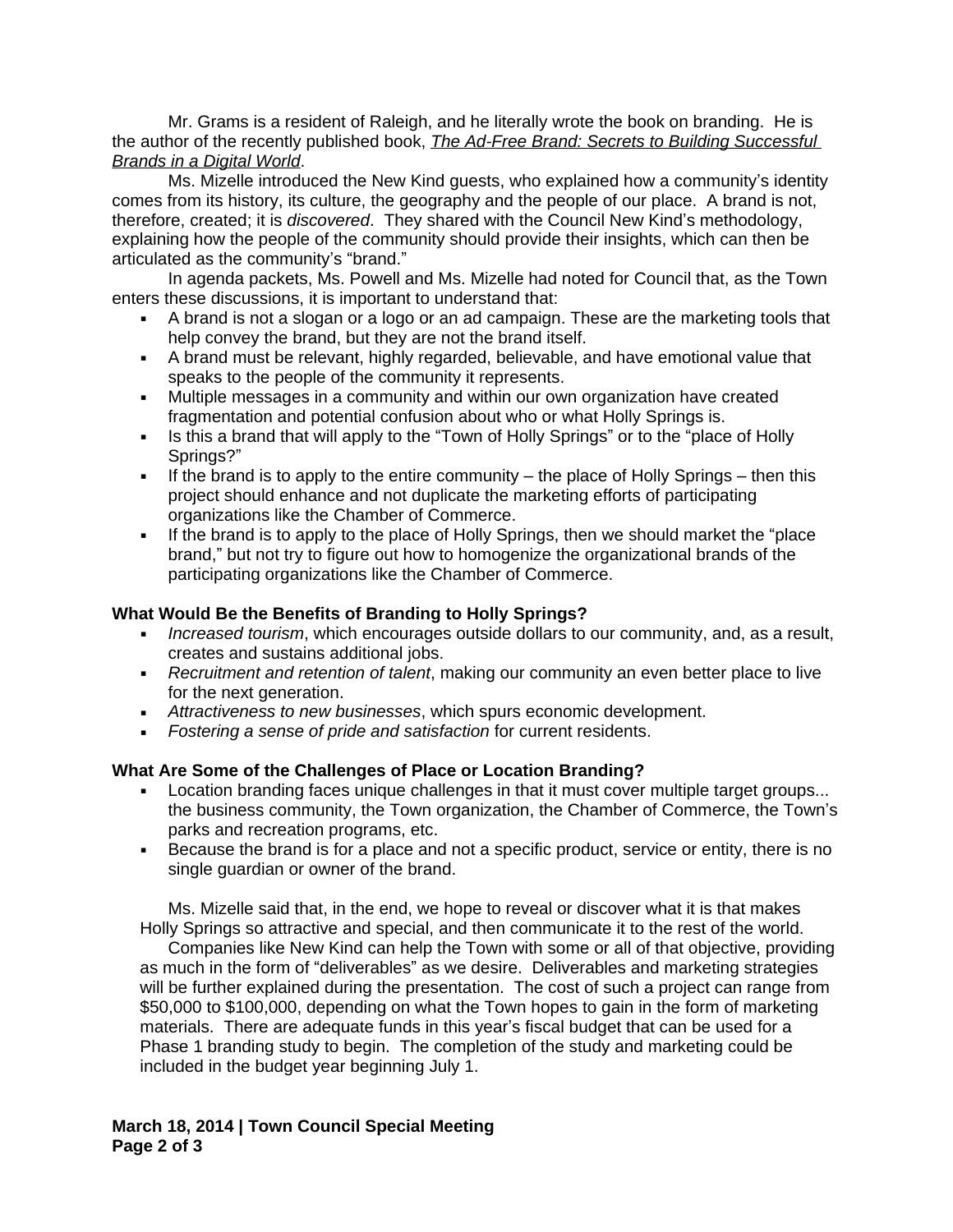Mr. Grams is a resident of Raleigh, and he literally wrote the book on branding. He is the author of the recently published book, ***The Ad-Free Brand: Secrets to Building Successful Brands in a Digital World***.

Ms. Mizelle introduced the New Kind guests, who explained how a community's identity comes from its history, its culture, the geography and the people of our place. A brand is not, therefore, created; it is *discovered*. They shared with the Council New Kind's methodology, explaining how the people of the community should provide their insights, which can then be articulated as the community's "brand."

In agenda packets, Ms. Powell and Ms. Mizelle had noted for Council that, as the Town enters these discussions, it is important to understand that:

- A brand is not a slogan or a logo or an ad campaign. These are the marketing tools that help convey the brand, but they are not the brand itself.
- A brand must be relevant, highly regarded, believable, and have emotional value that speaks to the people of the community it represents.
- Multiple messages in a community and within our own organization have created fragmentation and potential confusion about who or what Holly Springs is.
- Is this a brand that will apply to the "Town of Holly Springs" or to the "place of Holly Springs?"
- If the brand is to apply to the entire community – the place of Holly Springs – then this project should enhance and not duplicate the marketing efforts of participating organizations like the Chamber of Commerce.
- If the brand is to apply to the place of Holly Springs, then we should market the "place brand," but not try to figure out how to homogenize the organizational brands of the participating organizations like the Chamber of Commerce.

**What Would Be the Benefits of Branding to Holly Springs?**

- *Increased tourism*, which encourages outside dollars to our community, and, as a result, creates and sustains additional jobs.
- *Recruitment and retention of talent*, making our community an even better place to live for the next generation.
- *Attractiveness to new businesses*, which spurs economic development.
- *Fostering a sense of pride and satisfaction* for current residents.

**What Are Some of the Challenges of Place or Location Branding?**

- Location branding faces unique challenges in that it must cover multiple target groups... the business community, the Town organization, the Chamber of Commerce, the Town's parks and recreation programs, etc.
- Because the brand is for a place and not a specific product, service or entity, there is no single guardian or owner of the brand.

Ms. Mizelle said that, in the end, we hope to reveal or discover what it is that makes Holly Springs so attractive and special, and then communicate it to the rest of the world.

Companies like New Kind can help the Town with some or all of that objective, providing as much in the form of "deliverables" as we desire. Deliverables and marketing strategies will be further explained during the presentation. The cost of such a project can range from $50,000 to $100,000, depending on what the Town hopes to gain in the form of marketing materials. There are adequate funds in this year's fiscal budget that can be used for a Phase 1 branding study to begin. The completion of the study and marketing could be included in the budget year beginning July 1.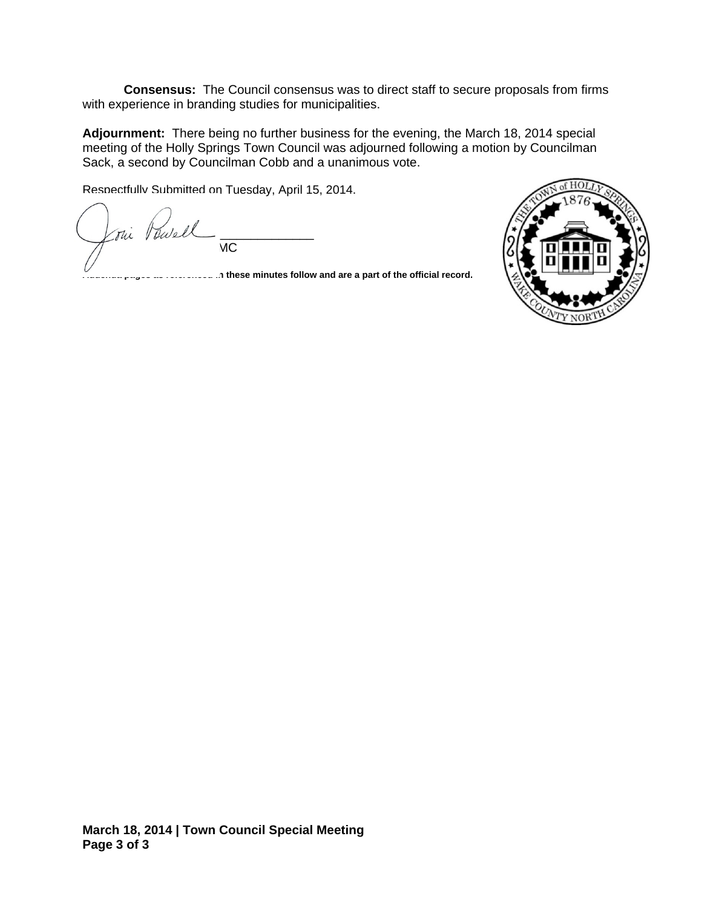**Consensus:** The Council consensus was to direct staff to secure proposals from firms with experience in branding studies for municipalities.

**Adjournment:** There being no further business for the evening, the March 18, 2014 special meeting of the Holly Springs Town Council was adjourned following a motion by Councilman Sack, a second by Councilman Cobb and a unanimous vote.

Respectfully Submitted on Tuesday, April 15, 2014.

Joni Powell ____________ MC

**...n these minutes follow and are a part of the official record.**